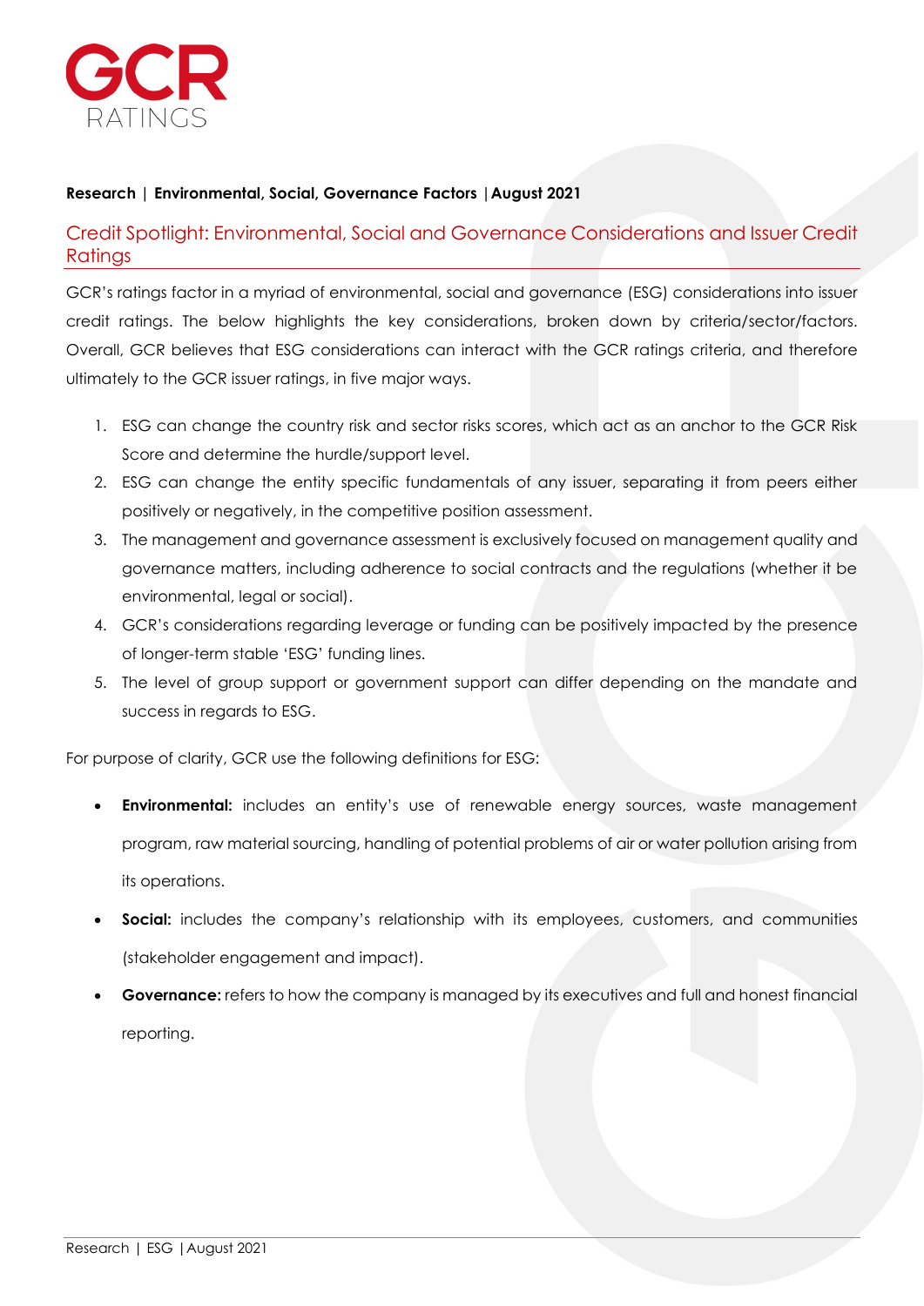**Research | Environmental, Social, Governance Factors | August 2021**

# Credit Spotlight: Environmental, Social and Governance Considerations and Issuer Credit Ratings

GCR's ratings factor in a myriad of environmental, social and governance (ESG) considerations into issuer credit ratings. The below highlights the key considerations, broken down by criteria/sector/factors. Overall, GCR believes that ESG considerations can interact with the GCR ratings criteria, and therefore ultimately to the GCR issuer ratings, in five major ways.

1. ESG can change the country risk and sector risks scores, which act as an anchor to the GCR Risk Score and determine the hurdle/support level.
2. ESG can change the entity specific fundamentals of any issuer, separating it from peers either positively or negatively, in the competitive position assessment.
3. The management and governance assessment is exclusively focused on management quality and governance matters, including adherence to social contracts and the regulations (whether it be environmental, legal or social).
4. GCR's considerations regarding leverage or funding can be positively impacted by the presence of longer-term stable 'ESG' funding lines.
5. The level of group support or government support can differ depending on the mandate and success in regards to ESG.

For purpose of clarity, GCR use the following definitions for ESG:

- **Environmental:** includes an entity's use of renewable energy sources, waste management program, raw material sourcing, handling of potential problems of air or water pollution arising from its operations.
- **Social:** includes the company's relationship with its employees, customers, and communities (stakeholder engagement and impact).
- **Governance:** refers to how the company is managed by its executives and full and honest financial reporting.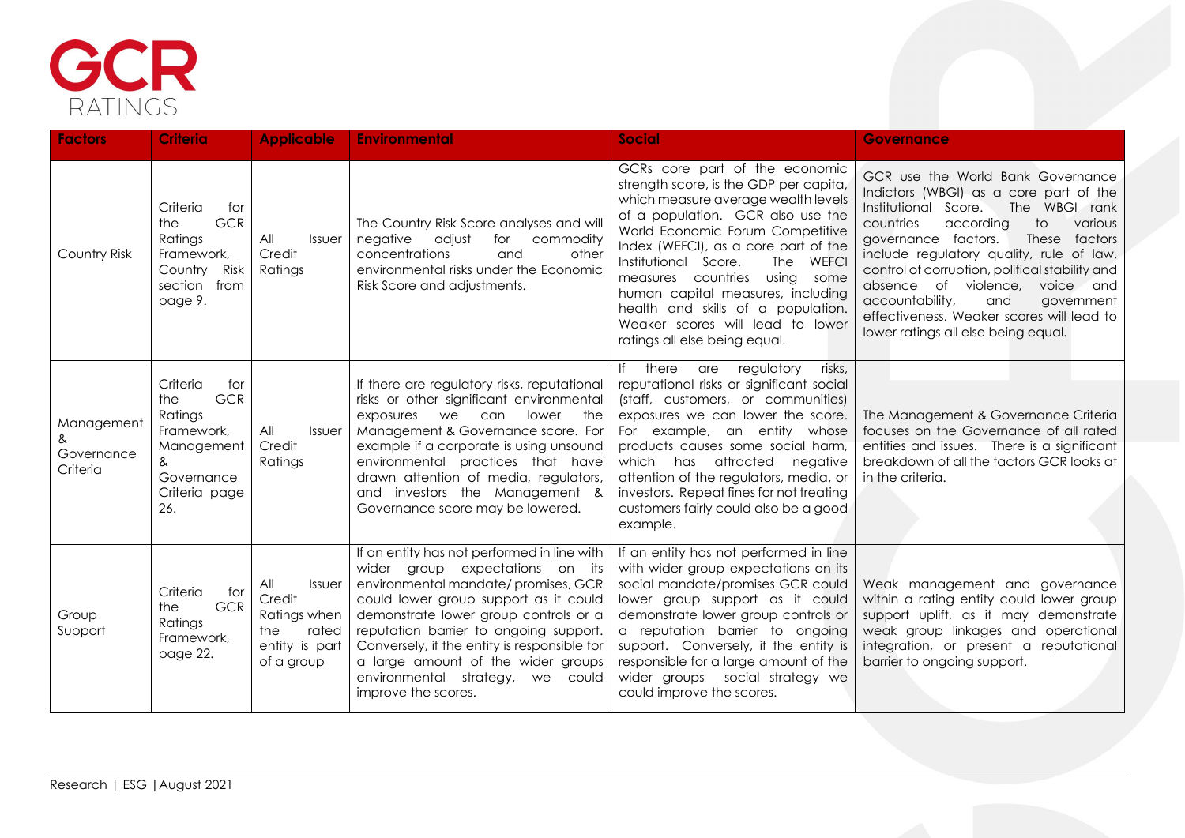| Factors | Criteria | Applicable | Environmental | Social | Governance |
|---|---|---|---|---|---|
| Country Risk | Criteria for the GCR Ratings Framework, Country Risk section from page 9. | All Issuer Credit Ratings | The Country Risk Score analyses and will negative adjust for commodity concentrations and other environmental risks under the Economic Risk Score and adjustments. | GCRs core part of the economic strength score, is the GDP per capita, which measure average wealth levels of a population. GCR also use the World Economic Forum Competitive Index (WEFCI), as a core part of the Institutional Score. The WEFCI measures countries using some human capital measures, including health and skills of a population. Weaker scores will lead to lower ratings all else being equal. | GCR use the World Bank Governance Indictors (WBGI) as a core part of the Institutional Score. The WBGI rank countries according to various governance factors. These factors include regulatory quality, rule of law, control of corruption, political stability and absence of violence, voice and accountability, and government effectiveness. Weaker scores will lead to lower ratings all else being equal. |
| Management & Governance Criteria | Criteria for the GCR Ratings Framework, Management & Governance Criteria page 26. | All Issuer Credit Ratings | If there are regulatory risks, reputational risks or other significant environmental exposures we can lower the Management & Governance score. For example if a corporate is using unsound environmental practices that have drawn attention of media, regulators, and investors the Management & Governance score may be lowered. | If there are regulatory risks, reputational risks or significant social (staff, customers, or communities) exposures we can lower the score. For example, an entity whose products causes some social harm, which has attracted negative attention of the regulators, media, or investors. Repeat fines for not treating customers fairly could also be a good example. | The Management & Governance Criteria focuses on the Governance of all rated entities and issues. There is a significant breakdown of all the factors GCR looks at in the criteria. |
| Group Support | Criteria for the GCR Ratings Framework, page 22. | All Issuer Credit Ratings when the rated entity is part of a group | If an entity has not performed in line with wider group expectations on its environmental mandate/ promises, GCR could lower group support as it could demonstrate lower group controls or a reputation barrier to ongoing support. Conversely, if the entity is responsible for a large amount of the wider groups environmental strategy, we could improve the scores. | If an entity has not performed in line with wider group expectations on its social mandate/promises GCR could lower group support as it could demonstrate lower group controls or a reputation barrier to ongoing support. Conversely, if the entity is responsible for a large amount of the wider groups social strategy we could improve the scores. | Weak management and governance within a rating entity could lower group support uplift, as it may demonstrate weak group linkages and operational integration, or present a reputational barrier to ongoing support. |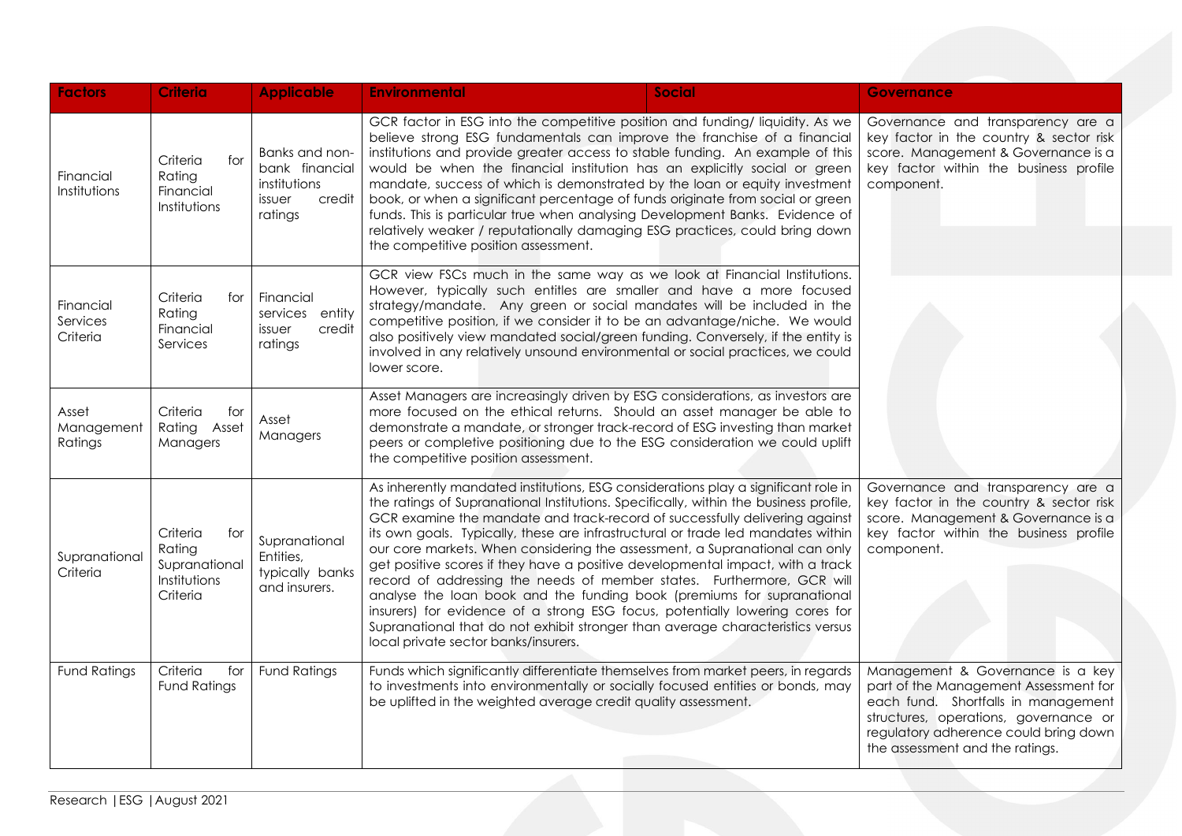| Factors | Criteria | Applicable | Environmental | Social | Governance |
|---|---|---|---|---|---|
| Financial Institutions | Criteria for Rating Financial Institutions | Banks and non-bank financial institutions issuer credit ratings | GCR factor in ESG into the competitive position and funding/ liquidity. As we believe strong ESG fundamentals can improve the franchise of a financial institutions and provide greater access to stable funding. An example of this would be when the financial institution has an explicitly social or green mandate, success of which is demonstrated by the loan or equity investment book, or when a significant percentage of funds originate from social or green funds. This is particular true when analysing Development Banks. Evidence of relatively weaker / reputationally damaging ESG practices, could bring down the competitive position assessment. | | Governance and transparency are a key factor in the country & sector risk score. Management & Governance is a key factor within the business profile component. |
| Financial Services Criteria | Criteria for Rating Financial Services | Financial services entity issuer credit ratings | GCR view FSCs much in the same way as we look at Financial Institutions. However, typically such entities are smaller and have a more focused strategy/mandate. Any green or social mandates will be included in the competitive position, if we consider it to be an advantage/niche. We would also positively view mandated social/green funding. Conversely, if the entity is involved in any relatively unsound environmental or social practices, we could lower score. | | |
| Asset Management Ratings | Criteria for Rating Asset Managers | Asset Managers | Asset Managers are increasingly driven by ESG considerations, as investors are more focused on the ethical returns. Should an asset manager be able to demonstrate a mandate, or stronger track-record of ESG investing than market peers or completive positioning due to the ESG consideration we could uplift the competitive position assessment. | | |
| Supranational Criteria | Criteria for Rating Supranational Institutions Criteria | Supranational Entities, typically banks and insurers. | As inherently mandated institutions, ESG considerations play a significant role in the ratings of Supranational Institutions. Specifically, within the business profile, GCR examine the mandate and track-record of successfully delivering against its own goals. Typically, these are infrastructural or trade led mandates within our core markets. When considering the assessment, a Supranational can only get positive scores if they have a positive developmental impact, with a track record of addressing the needs of member states. Furthermore, GCR will analyse the loan book and the funding book (premiums for supranational insurers) for evidence of a strong ESG focus, potentially lowering cores for Supranational that do not exhibit stronger than average characteristics versus local private sector banks/insurers. | | Governance and transparency are a key factor in the country & sector risk score. Management & Governance is a key factor within the business profile component. |
| Fund Ratings | Criteria for Fund Ratings | Fund Ratings | Funds which significantly differentiate themselves from market peers, in regards to investments into environmentally or socially focused entities or bonds, may be uplifted in the weighted average credit quality assessment. | | Management & Governance is a key part of the Management Assessment for each fund. Shortfalls in management structures, operations, governance or regulatory adherence could bring down the assessment and the ratings. |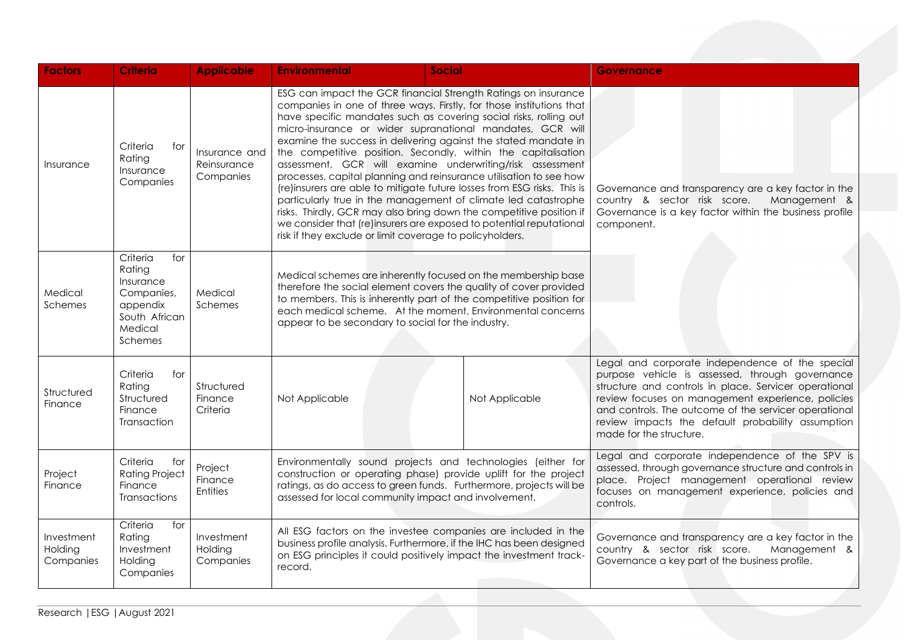| Factors | Criteria | Applicable | Environmental | Social | Governance |
| --- | --- | --- | --- | --- | --- |
| Insurance | Criteria for Rating Insurance Companies | Insurance and Reinsurance Companies | ESG can impact the GCR financial Strength Ratings on insurance companies in one of three ways. Firstly, for those institutions that have specific mandates such as covering social risks, rolling out micro-insurance or wider supranational mandates, GCR will examine the success in delivering against the stated mandate in the competitive position. Secondly, within the capitalisation assessment, GCR will examine underwriting/risk assessment processes, capital planning and reinsurance utilisation to see how (re)insurers are able to mitigate future losses from ESG risks. This is particularly true in the management of climate led catastrophe risks. Thirdly, GCR may also bring down the competitive position if we consider that (re)insurers are exposed to potential reputational risk if they exclude or limit coverage to policyholders. | | Governance and transparency are a key factor in the country & sector risk score. Management & Governance is a key factor within the business profile component. |
| Medical Schemes | Criteria for Rating Insurance Companies, appendix South African Medical Schemes | Medical Schemes | Medical schemes are inherently focused on the membership base therefore the social element covers the quality of cover provided to members. This is inherently part of the competitive position for each medical scheme. At the moment, Environmental concerns appear to be secondary to social for the industry. | | |
| Structured Finance | Criteria for Rating Structured Finance Transaction | Structured Finance Criteria | Not Applicable | Not Applicable | Legal and corporate independence of the special purpose vehicle is assessed, through governance structure and controls in place. Servicer operational review focuses on management experience, policies and controls. The outcome of the servicer operational review impacts the default probability assumption made for the structure. |
| Project Finance | Criteria for Rating Project Finance Transactions | Project Finance Entities | Environmentally sound projects and technologies (either for construction or operating phase) provide uplift for the project ratings, as do access to green funds. Furthermore, projects will be assessed for local community impact and involvement. | | Legal and corporate independence of the SPV is assessed, through governance structure and controls in place. Project management operational review focuses on management experience, policies and controls. |
| Investment Holding Companies | Criteria for Rating Investment Holding Companies | Investment Holding Companies | All ESG factors on the investee companies are included in the business profile analysis. Furthermore, if the IHC has been designed on ESG principles it could positively impact the investment track-record. | | Governance and transparency are a key factor in the country & sector risk score. Management & Governance a key part of the business profile. |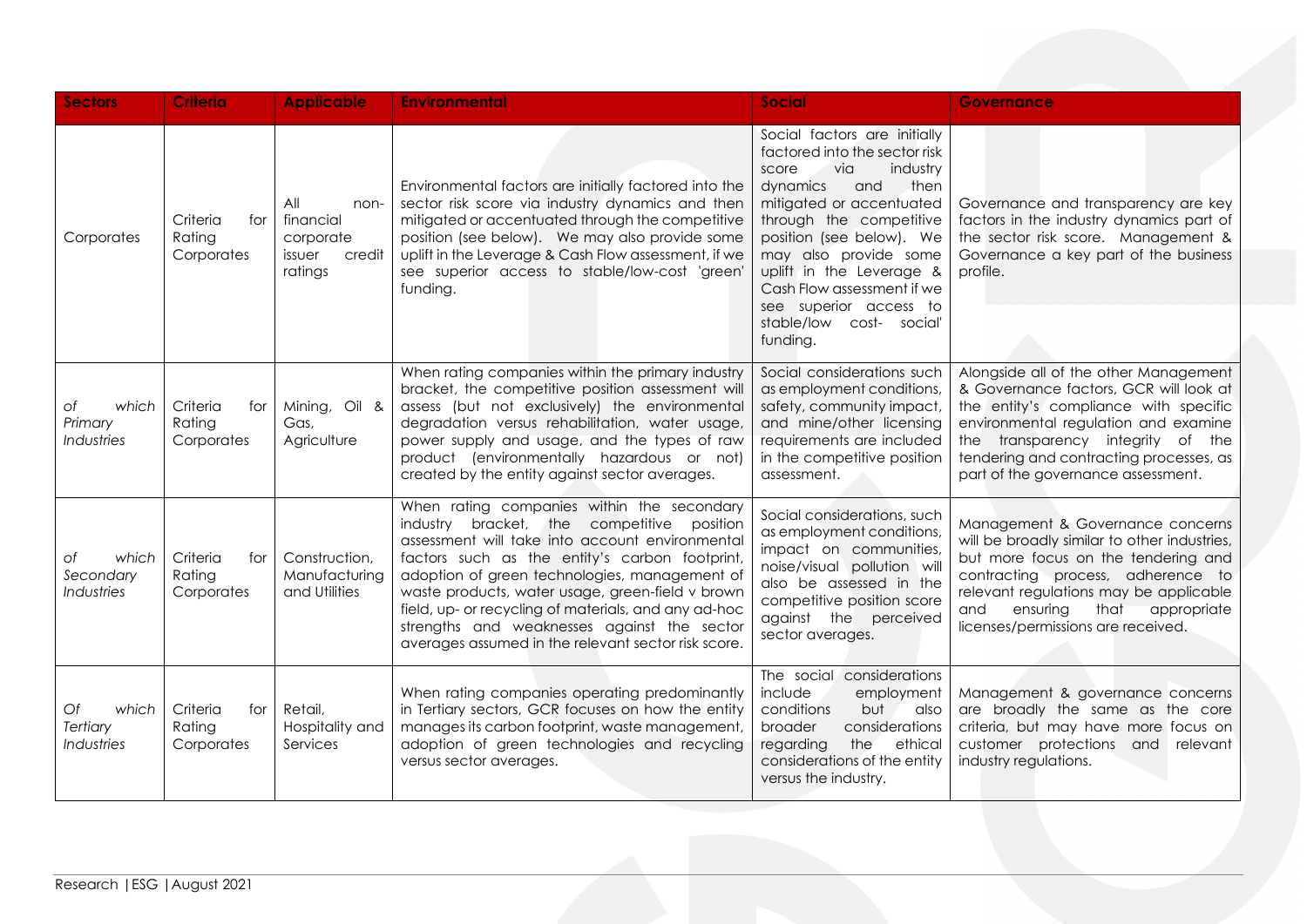| Sectors | Criteria | Applicable | Environmental | Social | Governance |
|---|---|---|---|---|---|
| Corporates | Criteria for Rating Corporates | All non-financial corporate issuer credit ratings | Environmental factors are initially factored into the sector risk score via industry dynamics and then mitigated or accentuated through the competitive position (see below). We may also provide some uplift in the Leverage & Cash Flow assessment, if we see superior access to stable/low-cost 'green' funding. | Social factors are initially factored into the sector risk score via industry dynamics and then mitigated or accentuated through the competitive position (see below). We may also provide some uplift in the Leverage & Cash Flow assessment if we see superior access to stable/low cost- social' funding. | Governance and transparency are key factors in the industry dynamics part of the sector risk score. Management & Governance a key part of the business profile. |
| *of which Primary Industries* | Criteria for Rating Corporates | Mining, Oil & Gas, Agriculture | When rating companies within the primary industry bracket, the competitive position assessment will assess (but not exclusively) the environmental degradation versus rehabilitation, water usage, power supply and usage, and the types of raw product (environmentally hazardous or not) created by the entity against sector averages. | Social considerations such as employment conditions, safety, community impact, and mine/other licensing requirements are included in the competitive position assessment. | Alongside all of the other Management & Governance factors, GCR will look at the entity's compliance with specific environmental regulation and examine the transparency integrity of the tendering and contracting processes, as part of the governance assessment. |
| *of which Secondary Industries* | Criteria for Rating Corporates | Construction, Manufacturing and Utilities | When rating companies within the secondary industry bracket, the competitive position assessment will take into account environmental factors such as the entity's carbon footprint, adoption of green technologies, management of waste products, water usage, green-field v brown field, up- or recycling of materials, and any ad-hoc strengths and weaknesses against the sector averages assumed in the relevant sector risk score. | Social considerations, such as employment conditions, impact on communities, noise/visual pollution will also be assessed in the competitive position score against the perceived sector averages. | Management & Governance concerns will be broadly similar to other industries, but more focus on the tendering and contracting process, adherence to relevant regulations may be applicable and ensuring that appropriate licenses/permissions are received. |
| *Of which Tertiary Industries* | Criteria for Rating Corporates | Retail, Hospitality and Services | When rating companies operating predominantly in Tertiary sectors, GCR focuses on how the entity manages its carbon footprint, waste management, adoption of green technologies and recycling versus sector averages. | The social considerations include employment conditions but also broader considerations regarding the ethical considerations of the entity versus the industry. | Management & governance concerns are broadly the same as the core criteria, but may have more focus on customer protections and relevant industry regulations. |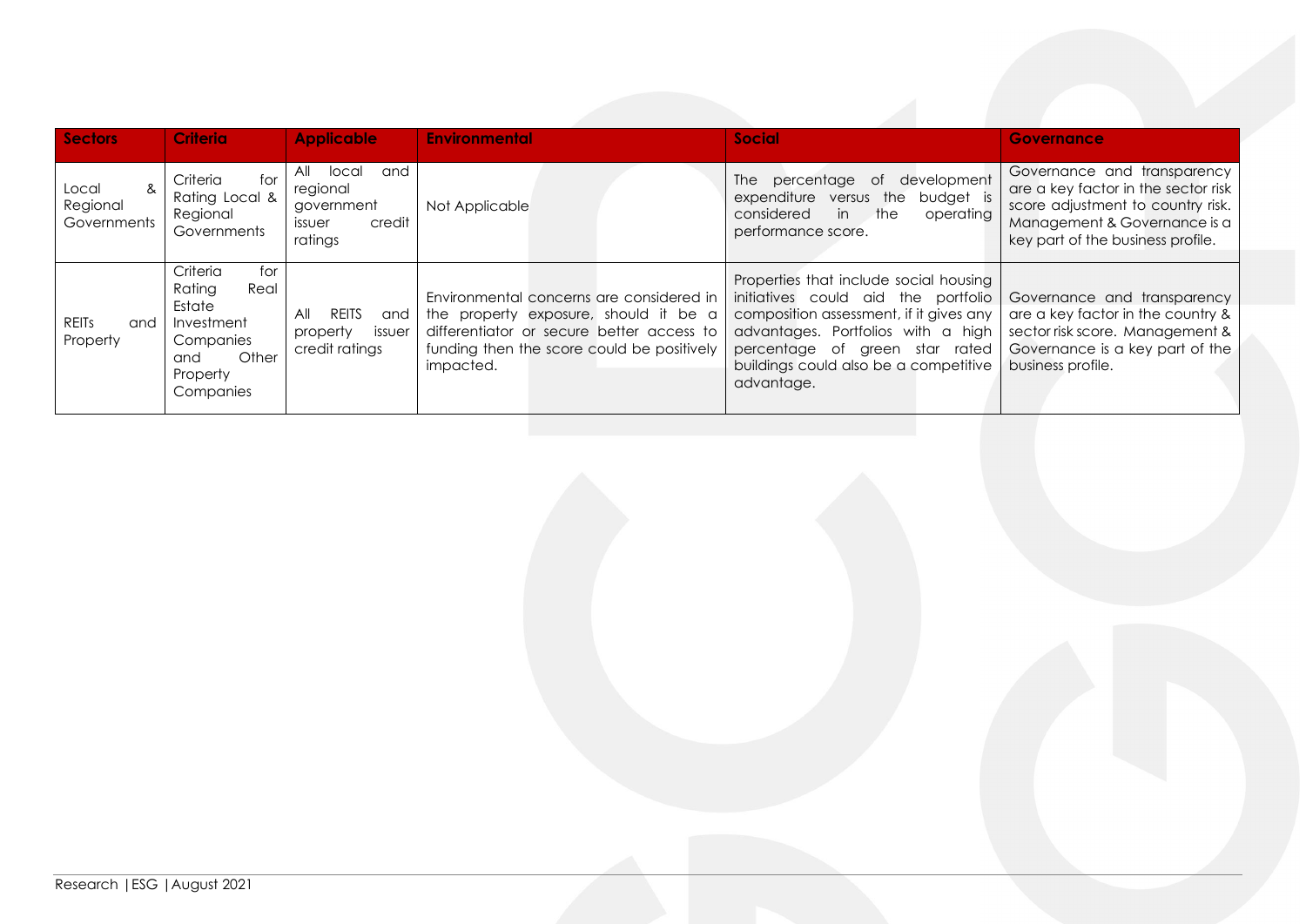| Sectors | Criteria | Applicable | Environmental | Social | Governance |
|---|---|---|---|---|---|
| Local & Regional Governments | Criteria for Rating Local & Regional Governments | All local and regional government issuer credit ratings | Not Applicable | The percentage of development expenditure versus the budget is considered in the operating performance score. | Governance and transparency are a key factor in the sector risk score adjustment to country risk. Management & Governance is a key part of the business profile. |
| REITs and Property | Criteria for Rating Real Estate Investment Companies and Other Property Companies | All REITS and property issuer credit ratings | Environmental concerns are considered in the property exposure, should it be a differentiator or secure better access to funding then the score could be positively impacted. | Properties that include social housing initiatives could aid the portfolio composition assessment, if it gives any advantages. Portfolios with a high percentage of green star rated buildings could also be a competitive advantage. | Governance and transparency are a key factor in the country & sector risk score. Management & Governance is a key part of the business profile. |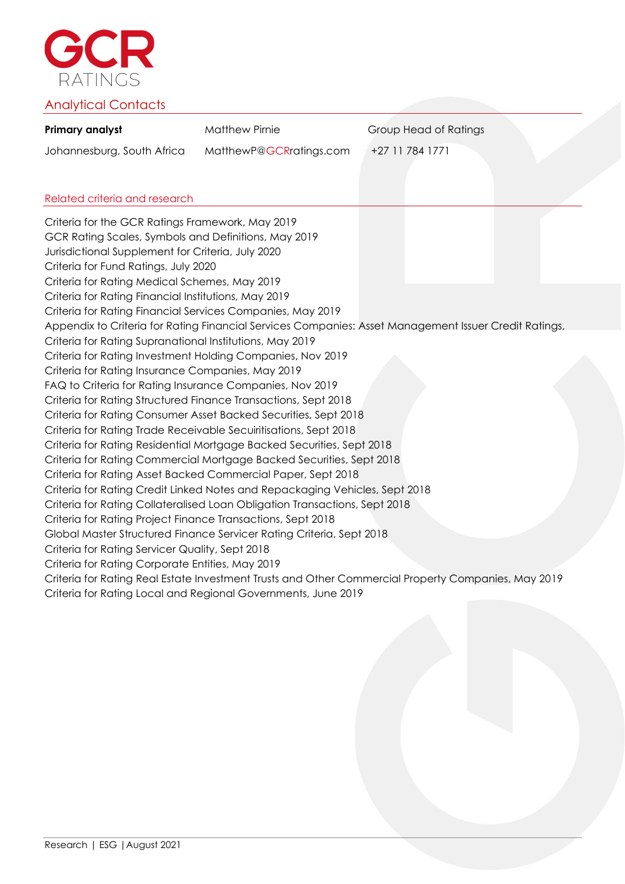GCR RATINGS

## Analytical Contacts

| **Primary analyst** | Matthew Pirnie | Group Head of Ratings |
| --- | --- | --- |
| Johannesburg, South Africa | MatthewP@GCRratings.com | +27 11 784 1771 |

### Related criteria and research

Criteria for the GCR Ratings Framework, May 2019
GCR Rating Scales, Symbols and Definitions, May 2019
Jurisdictional Supplement for Criteria, July 2020
Criteria for Fund Ratings, July 2020
Criteria for Rating Medical Schemes, May 2019
Criteria for Rating Financial Institutions, May 2019
Criteria for Rating Financial Services Companies, May 2019
Appendix to Criteria for Rating Financial Services Companies: Asset Management Issuer Credit Ratings,
Criteria for Rating Supranational Institutions, May 2019
Criteria for Rating Investment Holding Companies, Nov 2019
Criteria for Rating Insurance Companies, May 2019
FAQ to Criteria for Rating Insurance Companies, Nov 2019
Criteria for Rating Structured Finance Transactions, Sept 2018
Criteria for Rating Consumer Asset Backed Securities, Sept 2018
Criteria for Rating Trade Receivable Secuiritisations, Sept 2018
Criteria for Rating Residential Mortgage Backed Securities, Sept 2018
Criteria for Rating Commercial Mortgage Backed Securities, Sept 2018
Criteria for Rating Asset Backed Commercial Paper, Sept 2018
Criteria for Rating Credit Linked Notes and Repackaging Vehicles, Sept 2018
Criteria for Rating Collateralised Loan Obligation Transactions, Sept 2018
Criteria for Rating Project Finance Transactions, Sept 2018
Global Master Structured Finance Servicer Rating Criteria, Sept 2018
Criteria for Rating Servicer Quality, Sept 2018
Criteria for Rating Corporate Entities, May 2019
Criteria for Rating Real Estate Investment Trusts and Other Commercial Property Companies, May 2019
Criteria for Rating Local and Regional Governments, June 2019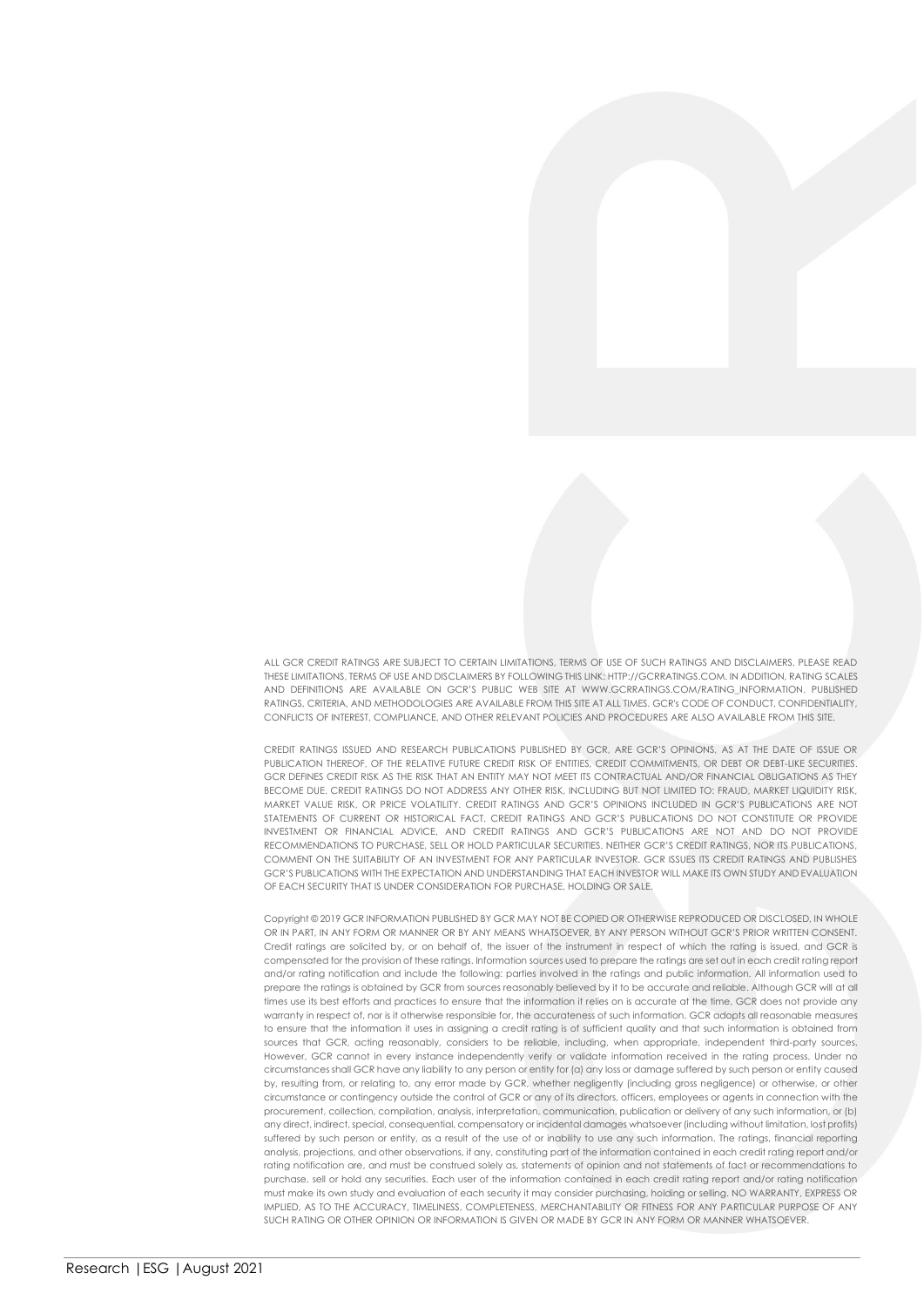ALL GCR CREDIT RATINGS ARE SUBJECT TO CERTAIN LIMITATIONS, TERMS OF USE OF SUCH RATINGS AND DISCLAIMERS. PLEASE READ THESE LIMITATIONS, TERMS OF USE AND DISCLAIMERS BY FOLLOWING THIS LINK: HTTP://GCRRATINGS.COM. IN ADDITION, RATING SCALES AND DEFINITIONS ARE AVAILABLE ON GCR'S PUBLIC WEB SITE AT WWW.GCRRATINGS.COM/RATING_INFORMATION. PUBLISHED RATINGS, CRITERIA, AND METHODOLOGIES ARE AVAILABLE FROM THIS SITE AT ALL TIMES. GCR's CODE OF CONDUCT, CONFIDENTIALITY, CONFLICTS OF INTEREST, COMPLIANCE, AND OTHER RELEVANT POLICIES AND PROCEDURES ARE ALSO AVAILABLE FROM THIS SITE.

CREDIT RATINGS ISSUED AND RESEARCH PUBLICATIONS PUBLISHED BY GCR, ARE GCR'S OPINIONS, AS AT THE DATE OF ISSUE OR PUBLICATION THEREOF, OF THE RELATIVE FUTURE CREDIT RISK OF ENTITIES, CREDIT COMMITMENTS, OR DEBT OR DEBT-LIKE SECURITIES. GCR DEFINES CREDIT RISK AS THE RISK THAT AN ENTITY MAY NOT MEET ITS CONTRACTUAL AND/OR FINANCIAL OBLIGATIONS AS THEY BECOME DUE. CREDIT RATINGS DO NOT ADDRESS ANY OTHER RISK, INCLUDING BUT NOT LIMITED TO: FRAUD, MARKET LIQUIDITY RISK, MARKET VALUE RISK, OR PRICE VOLATILITY. CREDIT RATINGS AND GCR'S OPINIONS INCLUDED IN GCR'S PUBLICATIONS ARE NOT STATEMENTS OF CURRENT OR HISTORICAL FACT. CREDIT RATINGS AND GCR'S PUBLICATIONS DO NOT CONSTITUTE OR PROVIDE INVESTMENT OR FINANCIAL ADVICE, AND CREDIT RATINGS AND GCR'S PUBLICATIONS ARE NOT AND DO NOT PROVIDE RECOMMENDATIONS TO PURCHASE, SELL OR HOLD PARTICULAR SECURITIES. NEITHER GCR'S CREDIT RATINGS, NOR ITS PUBLICATIONS, COMMENT ON THE SUITABILITY OF AN INVESTMENT FOR ANY PARTICULAR INVESTOR. GCR ISSUES ITS CREDIT RATINGS AND PUBLISHES GCR'S PUBLICATIONS WITH THE EXPECTATION AND UNDERSTANDING THAT EACH INVESTOR WILL MAKE ITS OWN STUDY AND EVALUATION OF EACH SECURITY THAT IS UNDER CONSIDERATION FOR PURCHASE, HOLDING OR SALE.

Copyright © 2019 GCR INFORMATION PUBLISHED BY GCR MAY NOT BE COPIED OR OTHERWISE REPRODUCED OR DISCLOSED, IN WHOLE OR IN PART, IN ANY FORM OR MANNER OR BY ANY MEANS WHATSOEVER, BY ANY PERSON WITHOUT GCR'S PRIOR WRITTEN CONSENT. Credit ratings are solicited by, or on behalf of, the issuer of the instrument in respect of which the rating is issued, and GCR is compensated for the provision of these ratings. Information sources used to prepare the ratings are set out in each credit rating report and/or rating notification and include the following: parties involved in the ratings and public information. All information used to prepare the ratings is obtained by GCR from sources reasonably believed by it to be accurate and reliable. Although GCR will at all times use its best efforts and practices to ensure that the information it relies on is accurate at the time, GCR does not provide any warranty in respect of, nor is it otherwise responsible for, the accurateness of such information. GCR adopts all reasonable measures to ensure that the information it uses in assigning a credit rating is of sufficient quality and that such information is obtained from sources that GCR, acting reasonably, considers to be reliable, including, when appropriate, independent third-party sources. However, GCR cannot in every instance independently verify or validate information received in the rating process. Under no circumstances shall GCR have any liability to any person or entity for (a) any loss or damage suffered by such person or entity caused by, resulting from, or relating to, any error made by GCR, whether negligently (including gross negligence) or otherwise, or other circumstance or contingency outside the control of GCR or any of its directors, officers, employees or agents in connection with the procurement, collection, compilation, analysis, interpretation, communication, publication or delivery of any such information, or (b) any direct, indirect, special, consequential, compensatory or incidental damages whatsoever (including without limitation, lost profits) suffered by such person or entity, as a result of the use of or inability to use any such information. The ratings, financial reporting analysis, projections, and other observations, if any, constituting part of the information contained in each credit rating report and/or rating notification are, and must be construed solely as, statements of opinion and not statements of fact or recommendations to purchase, sell or hold any securities. Each user of the information contained in each credit rating report and/or rating notification must make its own study and evaluation of each security it may consider purchasing, holding or selling. NO WARRANTY, EXPRESS OR IMPLIED, AS TO THE ACCURACY, TIMELINESS, COMPLETENESS, MERCHANTABILITY OR FITNESS FOR ANY PARTICULAR PURPOSE OF ANY SUCH RATING OR OTHER OPINION OR INFORMATION IS GIVEN OR MADE BY GCR IN ANY FORM OR MANNER WHATSOEVER.